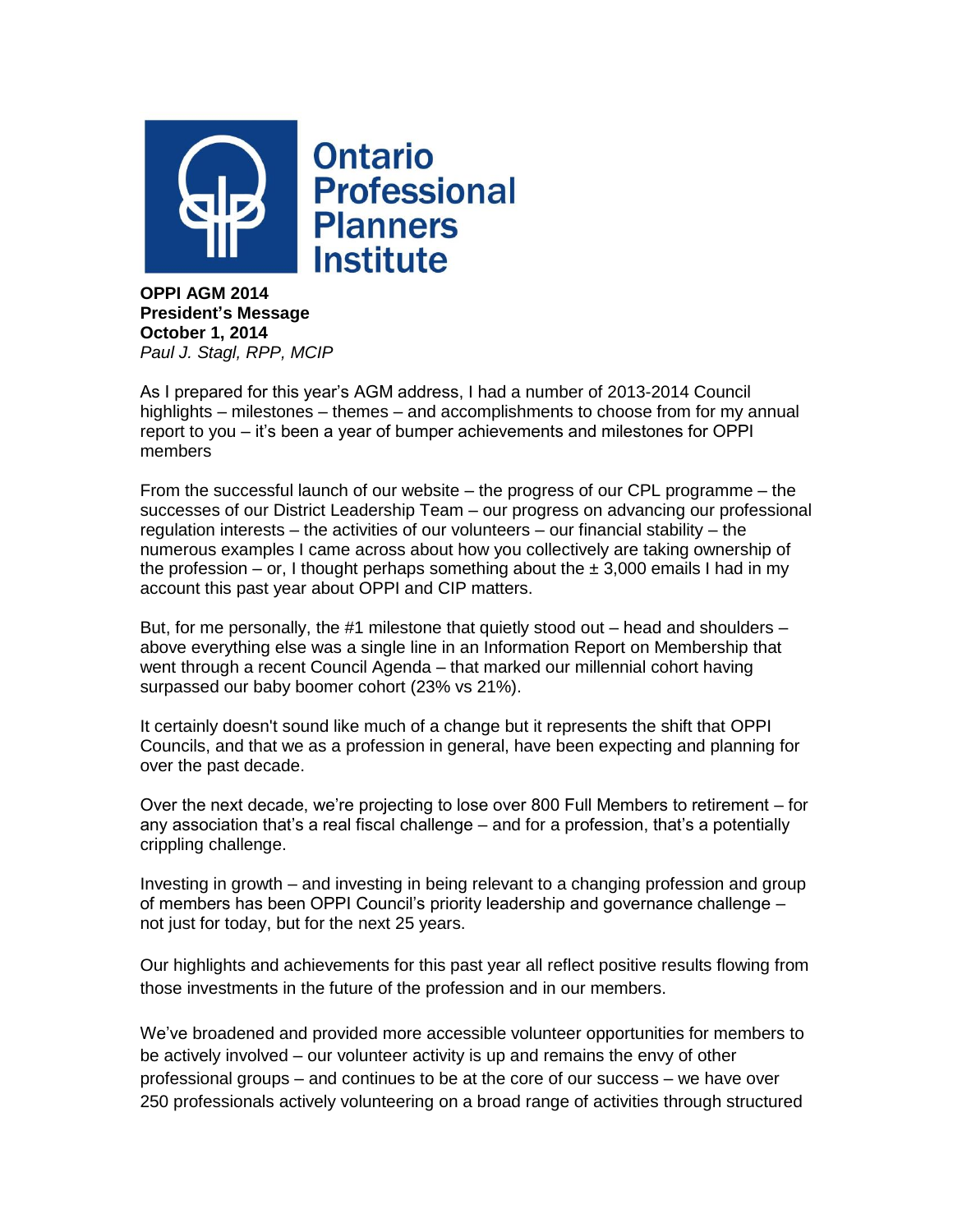Ontario Professional Planners Institute

**OPPI AGM 2014**
**President's Message**
**October 1, 2014**
*Paul J. Stagl, RPP, MCIP*

As I prepared for this year's AGM address, I had a number of 2013-2014 Council highlights – milestones – themes – and accomplishments to choose from for my annual report to you – it's been a year of bumper achievements and milestones for OPPI members

From the successful launch of our website – the progress of our CPL programme – the successes of our District Leadership Team – our progress on advancing our professional regulation interests – the activities of our volunteers – our financial stability – the numerous examples I came across about how you collectively are taking ownership of the profession – or, I thought perhaps something about the ± 3,000 emails I had in my account this past year about OPPI and CIP matters.

But, for me personally, the #1 milestone that quietly stood out – head and shoulders – above everything else was a single line in an Information Report on Membership that went through a recent Council Agenda – that marked our millennial cohort having surpassed our baby boomer cohort (23% vs 21%).

It certainly doesn't sound like much of a change but it represents the shift that OPPI Councils, and that we as a profession in general, have been expecting and planning for over the past decade.

Over the next decade, we're projecting to lose over 800 Full Members to retirement – for any association that's a real fiscal challenge – and for a profession, that's a potentially crippling challenge.

Investing in growth – and investing in being relevant to a changing profession and group of members has been OPPI Council's priority leadership and governance challenge – not just for today, but for the next 25 years.

Our highlights and achievements for this past year all reflect positive results flowing from those investments in the future of the profession and in our members.

We've broadened and provided more accessible volunteer opportunities for members to be actively involved – our volunteer activity is up and remains the envy of other professional groups – and continues to be at the core of our success – we have over 250 professionals actively volunteering on a broad range of activities through structured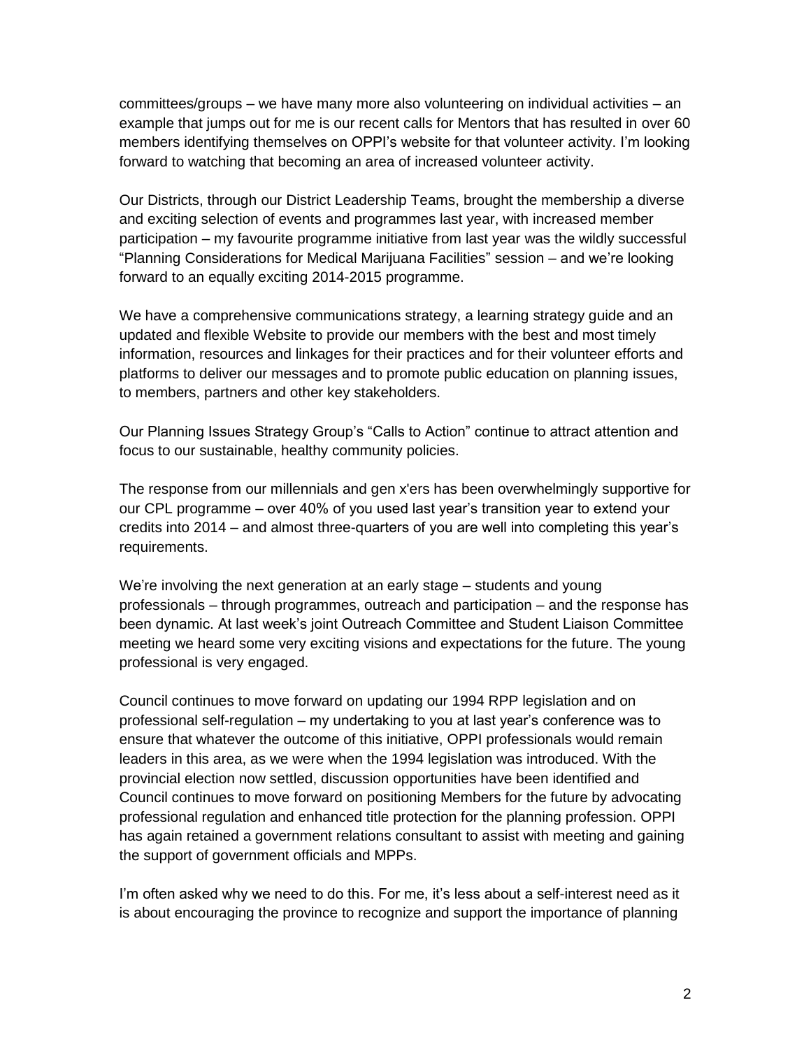committees/groups – we have many more also volunteering on individual activities – an example that jumps out for me is our recent calls for Mentors that has resulted in over 60 members identifying themselves on OPPI's website for that volunteer activity. I'm looking forward to watching that becoming an area of increased volunteer activity.

Our Districts, through our District Leadership Teams, brought the membership a diverse and exciting selection of events and programmes last year, with increased member participation – my favourite programme initiative from last year was the wildly successful "Planning Considerations for Medical Marijuana Facilities" session – and we're looking forward to an equally exciting 2014-2015 programme.

We have a comprehensive communications strategy, a learning strategy guide and an updated and flexible Website to provide our members with the best and most timely information, resources and linkages for their practices and for their volunteer efforts and platforms to deliver our messages and to promote public education on planning issues, to members, partners and other key stakeholders.

Our Planning Issues Strategy Group's "Calls to Action" continue to attract attention and focus to our sustainable, healthy community policies.

The response from our millennials and gen x'ers has been overwhelmingly supportive for our CPL programme – over 40% of you used last year's transition year to extend your credits into 2014 – and almost three-quarters of you are well into completing this year's requirements.

We're involving the next generation at an early stage – students and young professionals – through programmes, outreach and participation – and the response has been dynamic. At last week's joint Outreach Committee and Student Liaison Committee meeting we heard some very exciting visions and expectations for the future. The young professional is very engaged.

Council continues to move forward on updating our 1994 RPP legislation and on professional self-regulation – my undertaking to you at last year's conference was to ensure that whatever the outcome of this initiative, OPPI professionals would remain leaders in this area, as we were when the 1994 legislation was introduced. With the provincial election now settled, discussion opportunities have been identified and Council continues to move forward on positioning Members for the future by advocating professional regulation and enhanced title protection for the planning profession. OPPI has again retained a government relations consultant to assist with meeting and gaining the support of government officials and MPPs.

I'm often asked why we need to do this. For me, it's less about a self-interest need as it is about encouraging the province to recognize and support the importance of planning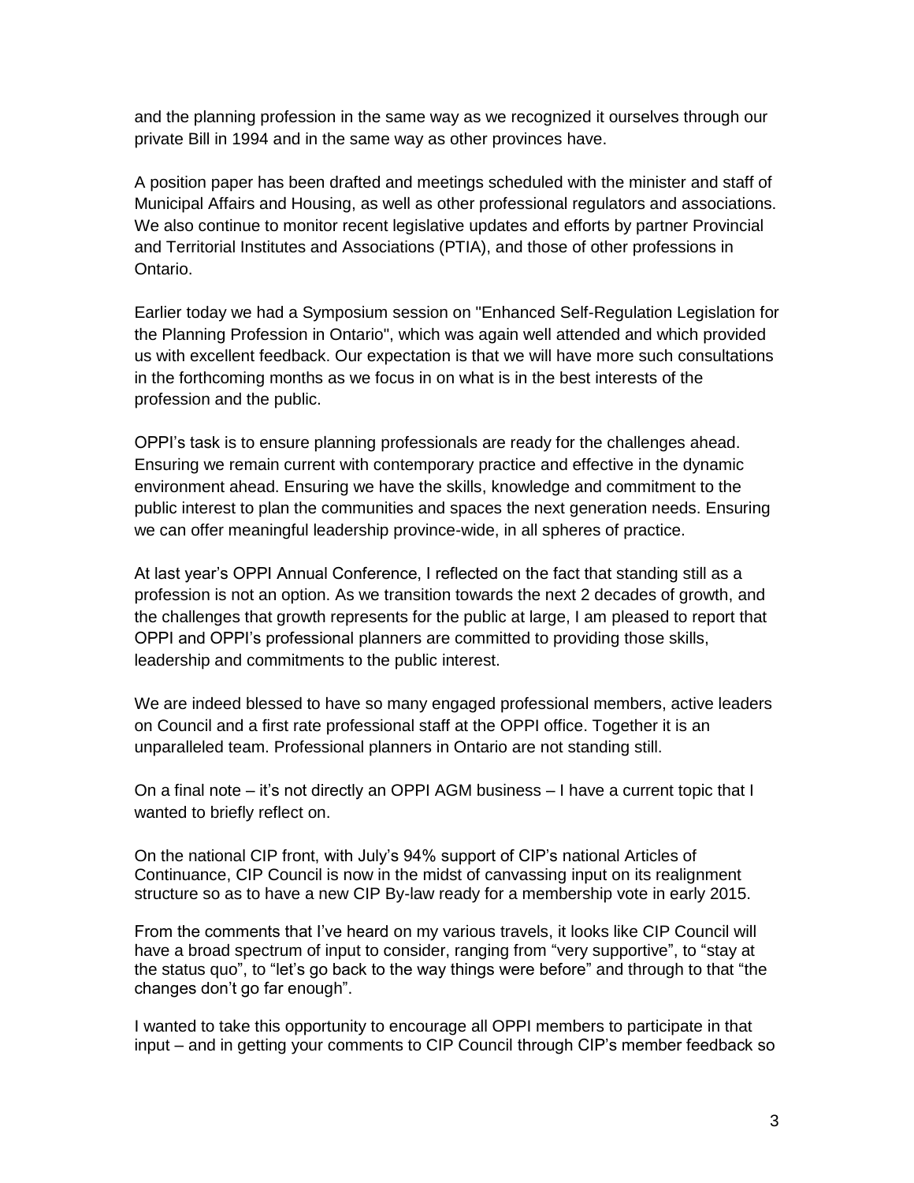and the planning profession in the same way as we recognized it ourselves through our private Bill in 1994 and in the same way as other provinces have.

A position paper has been drafted and meetings scheduled with the minister and staff of Municipal Affairs and Housing, as well as other professional regulators and associations. We also continue to monitor recent legislative updates and efforts by partner Provincial and Territorial Institutes and Associations (PTIA), and those of other professions in Ontario.

Earlier today we had a Symposium session on "Enhanced Self-Regulation Legislation for the Planning Profession in Ontario", which was again well attended and which provided us with excellent feedback. Our expectation is that we will have more such consultations in the forthcoming months as we focus in on what is in the best interests of the profession and the public.

OPPI's task is to ensure planning professionals are ready for the challenges ahead. Ensuring we remain current with contemporary practice and effective in the dynamic environment ahead. Ensuring we have the skills, knowledge and commitment to the public interest to plan the communities and spaces the next generation needs. Ensuring we can offer meaningful leadership province-wide, in all spheres of practice.

At last year's OPPI Annual Conference, I reflected on the fact that standing still as a profession is not an option. As we transition towards the next 2 decades of growth, and the challenges that growth represents for the public at large, I am pleased to report that OPPI and OPPI's professional planners are committed to providing those skills, leadership and commitments to the public interest.

We are indeed blessed to have so many engaged professional members, active leaders on Council and a first rate professional staff at the OPPI office. Together it is an unparalleled team. Professional planners in Ontario are not standing still.

On a final note – it's not directly an OPPI AGM business – I have a current topic that I wanted to briefly reflect on.

On the national CIP front, with July's 94% support of CIP's national Articles of Continuance, CIP Council is now in the midst of canvassing input on its realignment structure so as to have a new CIP By-law ready for a membership vote in early 2015.

From the comments that I've heard on my various travels, it looks like CIP Council will have a broad spectrum of input to consider, ranging from "very supportive", to "stay at the status quo", to "let's go back to the way things were before" and through to that "the changes don't go far enough".

I wanted to take this opportunity to encourage all OPPI members to participate in that input – and in getting your comments to CIP Council through CIP's member feedback so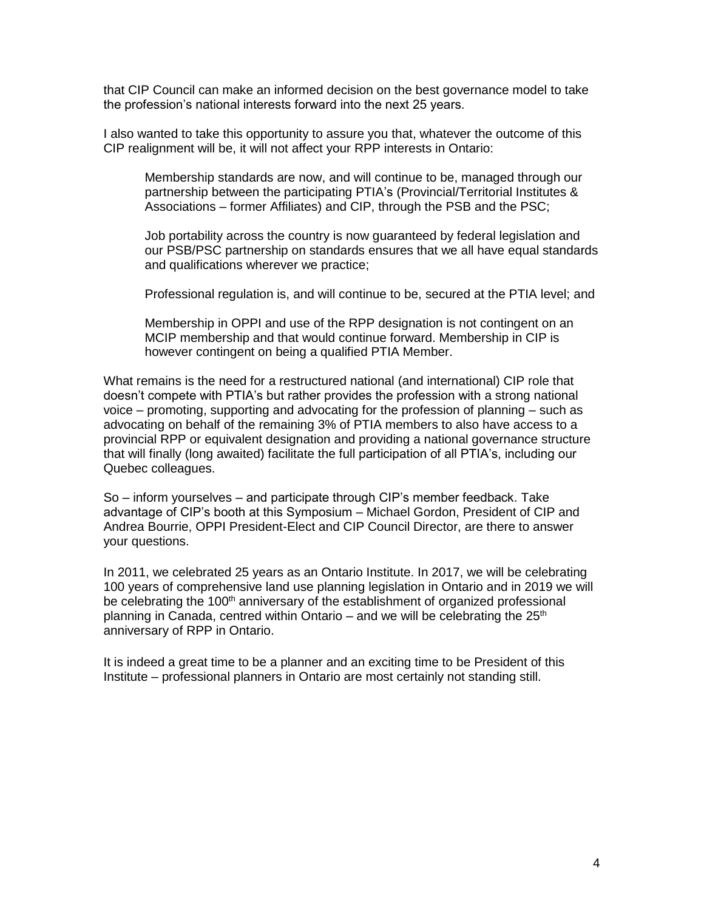that CIP Council can make an informed decision on the best governance model to take the profession's national interests forward into the next 25 years.

I also wanted to take this opportunity to assure you that, whatever the outcome of this CIP realignment will be, it will not affect your RPP interests in Ontario:

> Membership standards are now, and will continue to be, managed through our partnership between the participating PTIA's (Provincial/Territorial Institutes & Associations – former Affiliates) and CIP, through the PSB and the PSC;
>
> Job portability across the country is now guaranteed by federal legislation and our PSB/PSC partnership on standards ensures that we all have equal standards and qualifications wherever we practice;
>
> Professional regulation is, and will continue to be, secured at the PTIA level; and
>
> Membership in OPPI and use of the RPP designation is not contingent on an MCIP membership and that would continue forward. Membership in CIP is however contingent on being a qualified PTIA Member.

What remains is the need for a restructured national (and international) CIP role that doesn't compete with PTIA's but rather provides the profession with a strong national voice – promoting, supporting and advocating for the profession of planning – such as advocating on behalf of the remaining 3% of PTIA members to also have access to a provincial RPP or equivalent designation and providing a national governance structure that will finally (long awaited) facilitate the full participation of all PTIA's, including our Quebec colleagues.

So – inform yourselves – and participate through CIP's member feedback. Take advantage of CIP's booth at this Symposium – Michael Gordon, President of CIP and Andrea Bourrie, OPPI President-Elect and CIP Council Director, are there to answer your questions.

In 2011, we celebrated 25 years as an Ontario Institute. In 2017, we will be celebrating 100 years of comprehensive land use planning legislation in Ontario and in 2019 we will be celebrating the 100th anniversary of the establishment of organized professional planning in Canada, centred within Ontario – and we will be celebrating the 25th anniversary of RPP in Ontario.

It is indeed a great time to be a planner and an exciting time to be President of this Institute – professional planners in Ontario are most certainly not standing still.